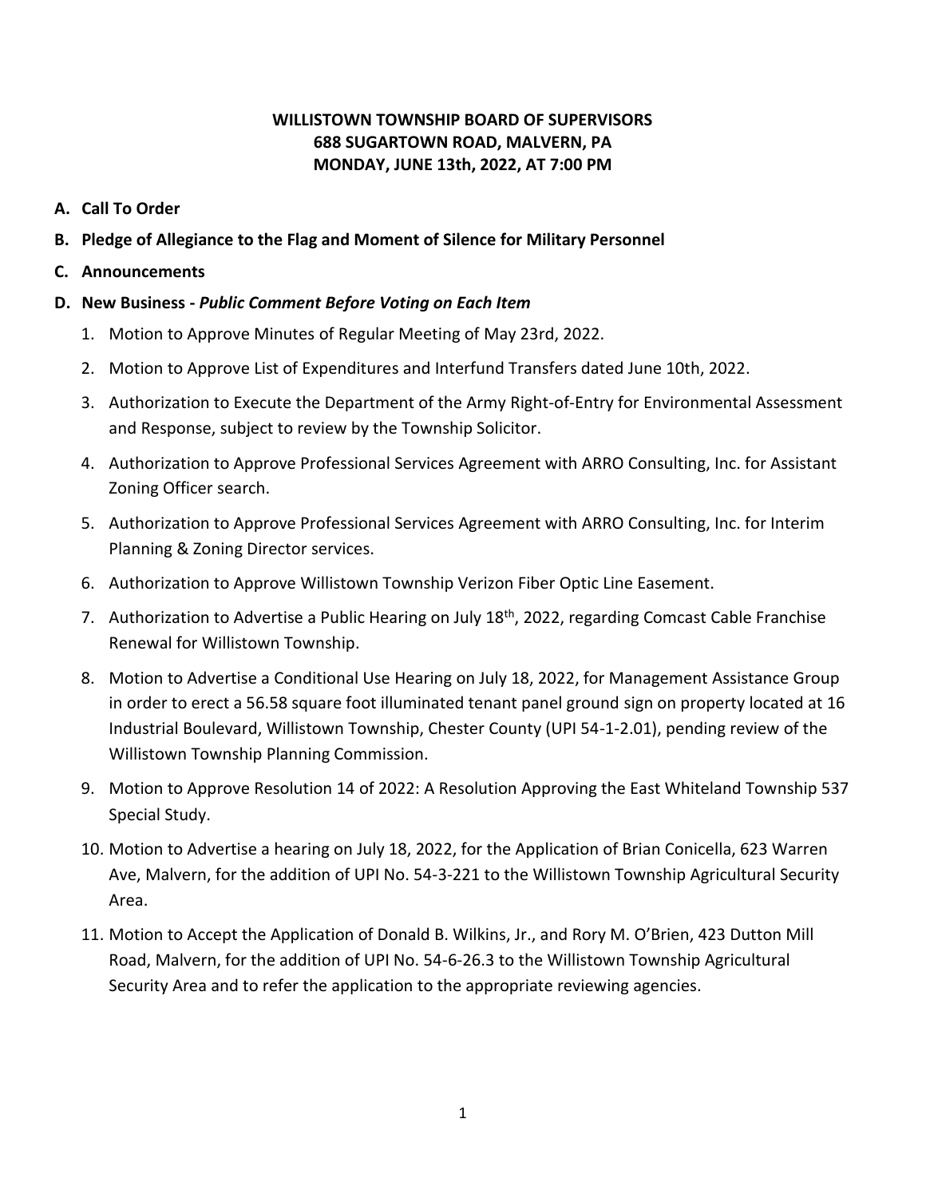**WILLISTOWN TOWNSHIP BOARD OF SUPERVISORS**
**688 SUGARTOWN ROAD, MALVERN, PA**
**MONDAY, JUNE 13th, 2022, AT 7:00 PM**

**A. Call To Order**

**B. Pledge of Allegiance to the Flag and Moment of Silence for Military Personnel**

**C. Announcements**

**D. New Business -** ***Public Comment Before Voting on Each Item***

1. Motion to Approve Minutes of Regular Meeting of May 23rd, 2022.
2. Motion to Approve List of Expenditures and Interfund Transfers dated June 10th, 2022.
3. Authorization to Execute the Department of the Army Right-of-Entry for Environmental Assessment and Response, subject to review by the Township Solicitor.
4. Authorization to Approve Professional Services Agreement with ARRO Consulting, Inc. for Assistant Zoning Officer search.
5. Authorization to Approve Professional Services Agreement with ARRO Consulting, Inc. for Interim Planning & Zoning Director services.
6. Authorization to Approve Willistown Township Verizon Fiber Optic Line Easement.
7. Authorization to Advertise a Public Hearing on July 18th, 2022, regarding Comcast Cable Franchise Renewal for Willistown Township.
8. Motion to Advertise a Conditional Use Hearing on July 18, 2022, for Management Assistance Group in order to erect a 56.58 square foot illuminated tenant panel ground sign on property located at 16 Industrial Boulevard, Willistown Township, Chester County (UPI 54-1-2.01), pending review of the Willistown Township Planning Commission.
9. Motion to Approve Resolution 14 of 2022: A Resolution Approving the East Whiteland Township 537 Special Study.
10. Motion to Advertise a hearing on July 18, 2022, for the Application of Brian Conicella, 623 Warren Ave, Malvern, for the addition of UPI No. 54-3-221 to the Willistown Township Agricultural Security Area.
11. Motion to Accept the Application of Donald B. Wilkins, Jr., and Rory M. O'Brien, 423 Dutton Mill Road, Malvern, for the addition of UPI No. 54-6-26.3 to the Willistown Township Agricultural Security Area and to refer the application to the appropriate reviewing agencies.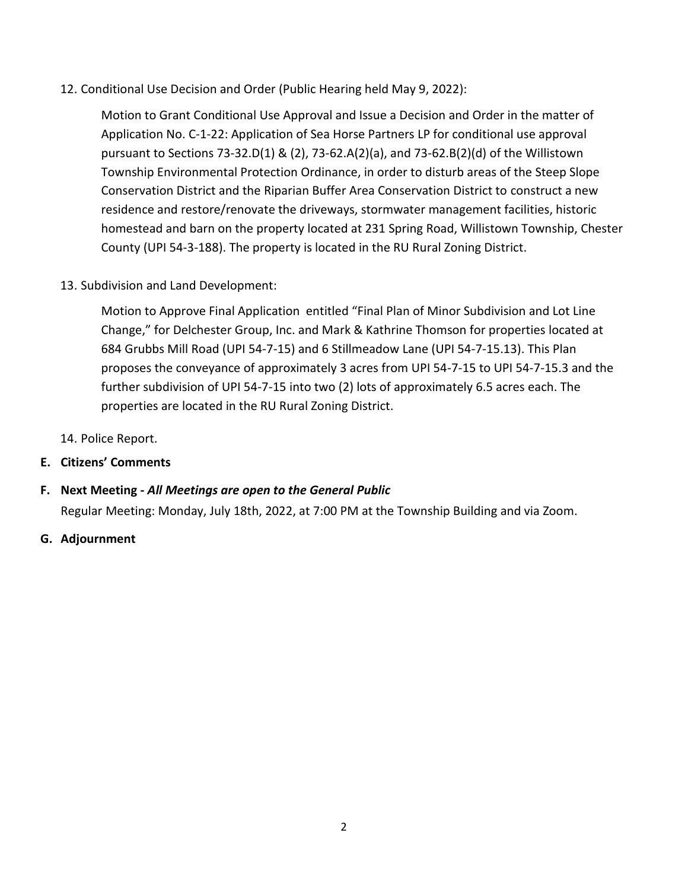12. Conditional Use Decision and Order (Public Hearing held May 9, 2022):

    Motion to Grant Conditional Use Approval and Issue a Decision and Order in the matter of Application No. C-1-22: Application of Sea Horse Partners LP for conditional use approval pursuant to Sections 73-32.D(1) & (2), 73-62.A(2)(a), and 73-62.B(2)(d) of the Willistown Township Environmental Protection Ordinance, in order to disturb areas of the Steep Slope Conservation District and the Riparian Buffer Area Conservation District to construct a new residence and restore/renovate the driveways, stormwater management facilities, historic homestead and barn on the property located at 231 Spring Road, Willistown Township, Chester County (UPI 54-3-188). The property is located in the RU Rural Zoning District.

13. Subdivision and Land Development:

    Motion to Approve Final Application entitled "Final Plan of Minor Subdivision and Lot Line Change," for Delchester Group, Inc. and Mark & Kathrine Thomson for properties located at 684 Grubbs Mill Road (UPI 54-7-15) and 6 Stillmeadow Lane (UPI 54-7-15.13). This Plan proposes the conveyance of approximately 3 acres from UPI 54-7-15 to UPI 54-7-15.3 and the further subdivision of UPI 54-7-15 into two (2) lots of approximately 6.5 acres each. The properties are located in the RU Rural Zoning District.

14. Police Report.

**E. Citizens' Comments**

**F. Next Meeting -** ***All Meetings are open to the General Public***

Regular Meeting: Monday, July 18th, 2022, at 7:00 PM at the Township Building and via Zoom.

**G. Adjournment**